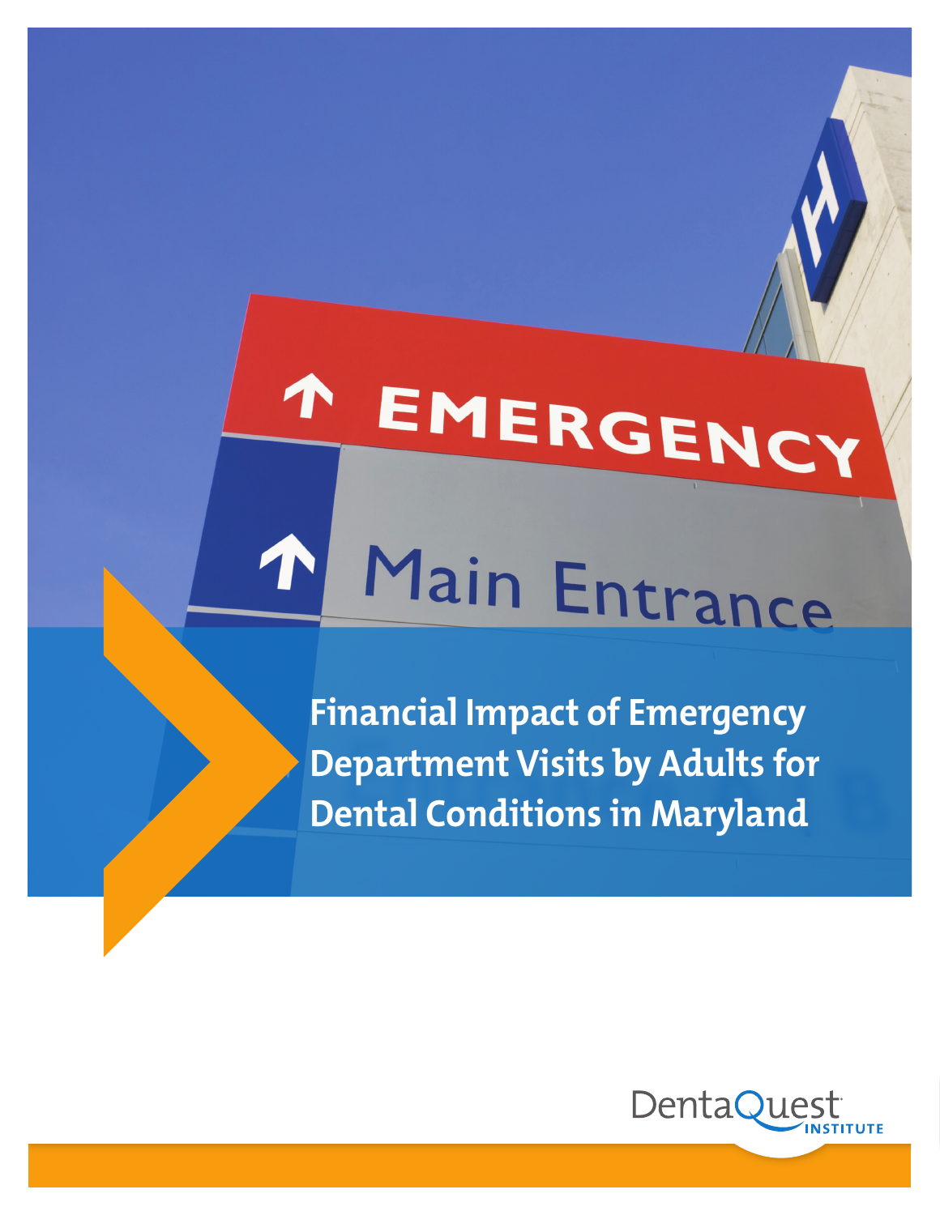# Financial Impact of Emergency Department Visits by Adults for Dental Conditions in Maryland

DentaQuest INSTITUTE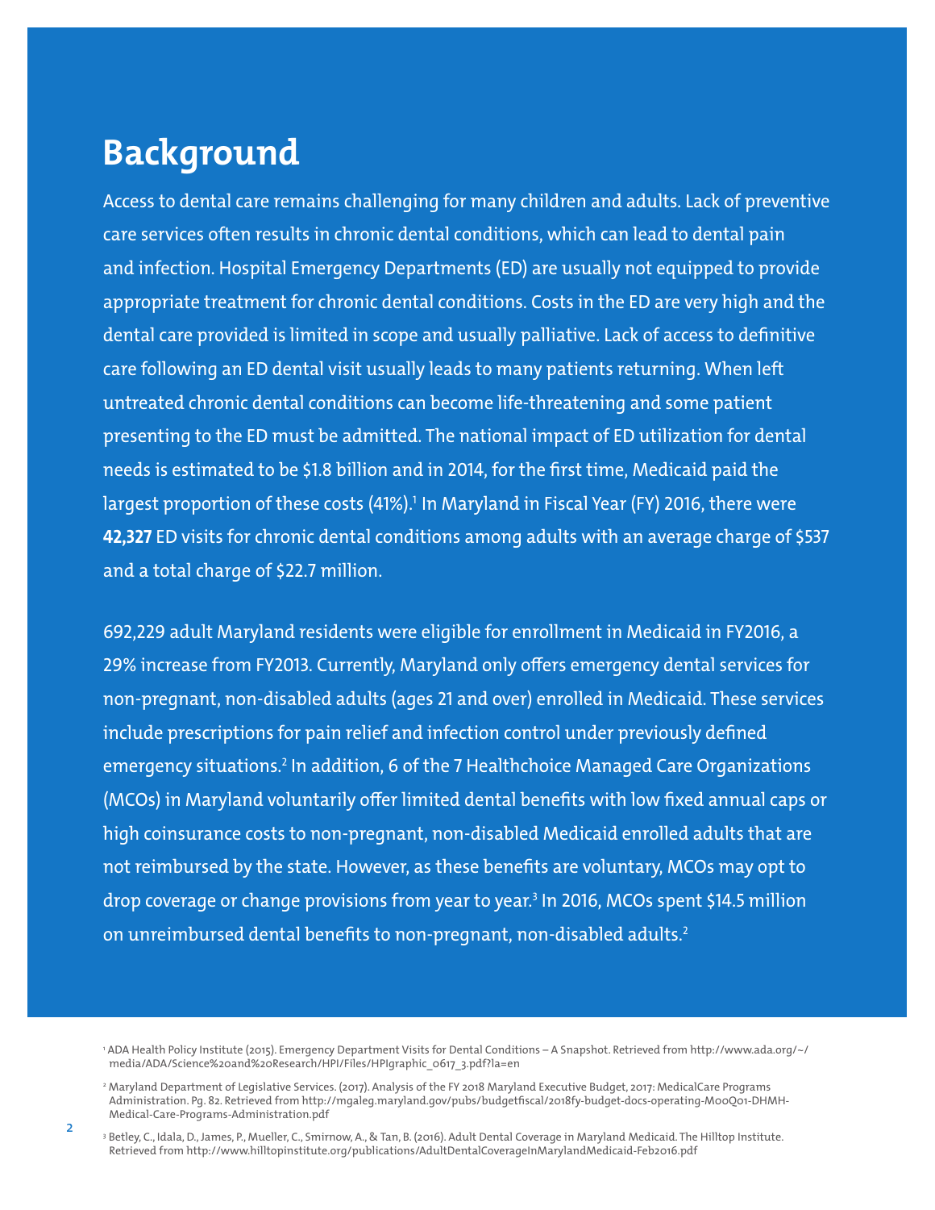# Background

Access to dental care remains challenging for many children and adults. Lack of preventive care services often results in chronic dental conditions, which can lead to dental pain and infection. Hospital Emergency Departments (ED) are usually not equipped to provide appropriate treatment for chronic dental conditions. Costs in the ED are very high and the dental care provided is limited in scope and usually palliative. Lack of access to definitive care following an ED dental visit usually leads to many patients returning. When left untreated chronic dental conditions can become life-threatening and some patient presenting to the ED must be admitted. The national impact of ED utilization for dental needs is estimated to be $1.8 billion and in 2014, for the first time, Medicaid paid the largest proportion of these costs (41%).[1] In Maryland in Fiscal Year (FY) 2016, there were **42,327** ED visits for chronic dental conditions among adults with an average charge of $537 and a total charge of $22.7 million.

692,229 adult Maryland residents were eligible for enrollment in Medicaid in FY2016, a 29% increase from FY2013. Currently, Maryland only offers emergency dental services for non-pregnant, non-disabled adults (ages 21 and over) enrolled in Medicaid. These services include prescriptions for pain relief and infection control under previously defined emergency situations.[2] In addition, 6 of the 7 Healthchoice Managed Care Organizations (MCOs) in Maryland voluntarily offer limited dental benefits with low fixed annual caps or high coinsurance costs to non-pregnant, non-disabled Medicaid enrolled adults that are not reimbursed by the state. However, as these benefits are voluntary, MCOs may opt to drop coverage or change provisions from year to year.[3] In 2016, MCOs spent $14.5 million on unreimbursed dental benefits to non-pregnant, non-disabled adults.[2]

[1] ADA Health Policy Institute (2015). Emergency Department Visits for Dental Conditions – A Snapshot. Retrieved from http://www.ada.org/~/media/ADA/Science%20and%20Research/HPI/Files/HPIgraphic_0617_3.pdf?la=en

[2] Maryland Department of Legislative Services. (2017). Analysis of the FY 2018 Maryland Executive Budget, 2017: MedicalCare Programs Administration. Pg. 82. Retrieved from http://mgaleg.maryland.gov/pubs/budgetfiscal/2018fy-budget-docs-operating-M00Q01-DHMH-Medical-Care-Programs-Administration.pdf

[3] Betley, C., Idala, D., James, P., Mueller, C., Smirnow, A., & Tan, B. (2016). Adult Dental Coverage in Maryland Medicaid. The Hilltop Institute. Retrieved from http://www.hilltopinstitute.org/publications/AdultDentalCoverageInMarylandMedicaid-Feb2016.pdf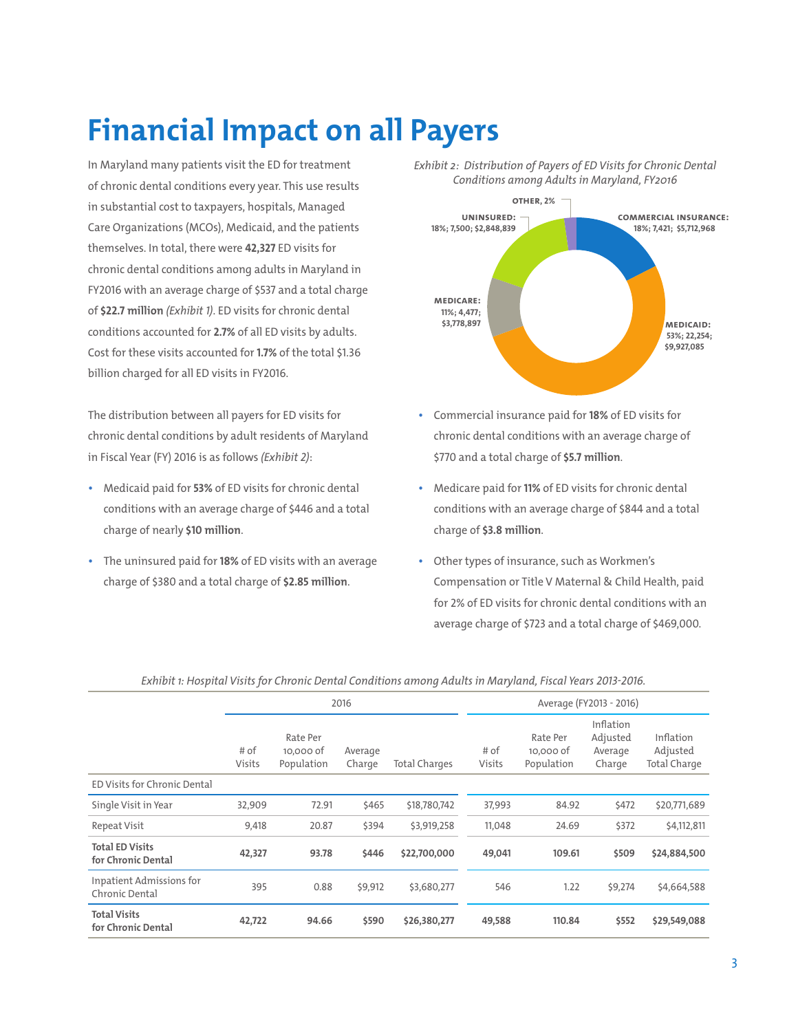# Financial Impact on all Payers

In Maryland many patients visit the ED for treatment of chronic dental conditions every year. This use results in substantial cost to taxpayers, hospitals, Managed Care Organizations (MCOs), Medicaid, and the patients themselves. In total, there were **42,327** ED visits for chronic dental conditions among adults in Maryland in FY2016 with an average charge of $537 and a total charge of **$22.7 million** *(Exhibit 1)*. ED visits for chronic dental conditions accounted for **2.7%** of all ED visits by adults. Cost for these visits accounted for **1.7%** of the total $1.36 billion charged for all ED visits in FY2016.

The distribution between all payers for ED visits for chronic dental conditions by adult residents of Maryland in Fiscal Year (FY) 2016 is as follows *(Exhibit 2)*:

- Medicaid paid for **53%** of ED visits for chronic dental conditions with an average charge of $446 and a total charge of nearly **$10 million**.
- The uninsured paid for **18%** of ED visits with an average charge of $380 and a total charge of **$2.85 million**.

*Exhibit 2: Distribution of Payers of ED Visits for Chronic Dental Conditions among Adults in Maryland, FY2016*

OTHER, 2%
COMMERCIAL INSURANCE: 18%; 7,421; $5,712,968
MEDICAID: 53%; 22,254; $9,927,085
MEDICARE: 11%; 4,477; $3,778,897
UNINSURED: 18%; 7,500; $2,848,839

- Commercial insurance paid for **18%** of ED visits for chronic dental conditions with an average charge of $770 and a total charge of **$5.7 million**.
- Medicare paid for **11%** of ED visits for chronic dental conditions with an average charge of $844 and a total charge of **$3.8 million**.
- Other types of insurance, such as Workmen's Compensation or Title V Maternal & Child Health, paid for 2% of ED visits for chronic dental conditions with an average charge of $723 and a total charge of $469,000.

*Exhibit 1: Hospital Visits for Chronic Dental Conditions among Adults in Maryland, Fiscal Years 2013-2016.*

| | 2016 | | | | Average (FY2013 - 2016) | | | |
|---|---|---|---|---|---|---|---|---|
| | # of Visits | Rate Per 10,000 of Population | Average Charge | Total Charges | # of Visits | Rate Per 10,000 of Population | Inflation Adjusted Average Charge | Inflation Adjusted Total Charge |
| ED Visits for Chronic Dental | | | | | | | | |
| Single Visit in Year | 32,909 | 72.91 | $465 | $18,780,742 | 37,993 | 84.92 | $472 | $20,771,689 |
| Repeat Visit | 9,418 | 20.87 | $394 | $3,919,258 | 11,048 | 24.69 | $372 | $4,112,811 |
| **Total ED Visits for Chronic Dental** | **42,327** | **93.78** | **$446** | **$22,700,000** | **49,041** | **109.61** | **$509** | **$24,884,500** |
| Inpatient Admissions for Chronic Dental | 395 | 0.88 | $9,912 | $3,680,277 | 546 | 1.22 | $9,274 | $4,664,588 |
| **Total Visits for Chronic Dental** | **42,722** | **94.66** | **$590** | **$26,380,277** | **49,588** | **110.84** | **$552** | **$29,549,088** |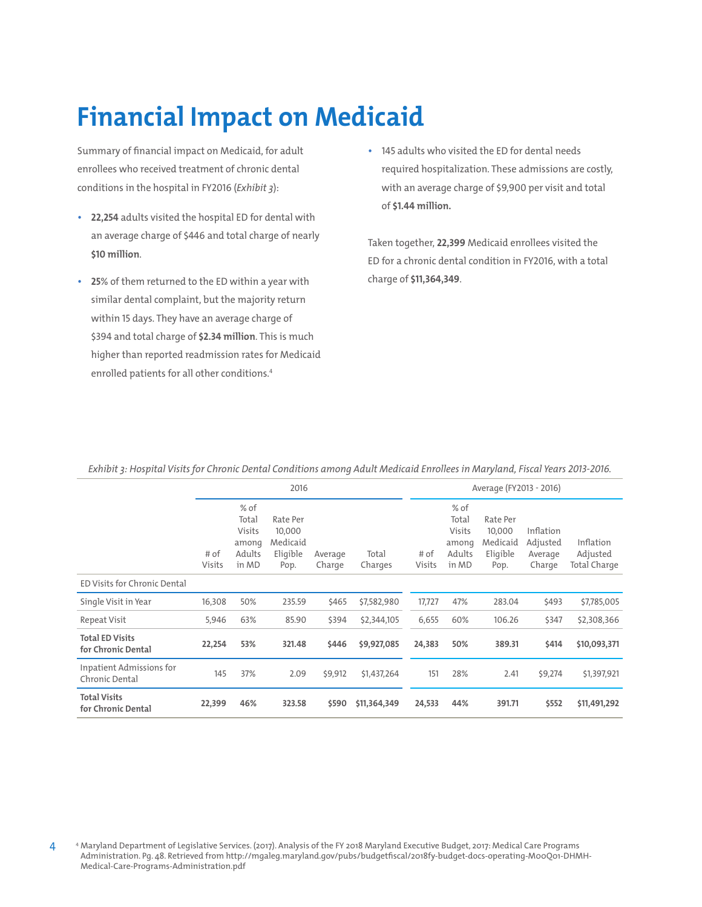# Financial Impact on Medicaid

Summary of financial impact on Medicaid, for adult enrollees who received treatment of chronic dental conditions in the hospital in FY2016 (*Exhibit 3*):

- **22,254** adults visited the hospital ED for dental with an average charge of $446 and total charge of nearly **$10 million**.
- **25**% of them returned to the ED within a year with similar dental complaint, but the majority return within 15 days. They have an average charge of $394 and total charge of **$2.34 million**. This is much higher than reported readmission rates for Medicaid enrolled patients for all other conditions.[4]
- 145 adults who visited the ED for dental needs required hospitalization. These admissions are costly, with an average charge of $9,900 per visit and total of **$1.44 million.**

Taken together, **22,399** Medicaid enrollees visited the ED for a chronic dental condition in FY2016, with a total charge of **$11,364,349**.

*Exhibit 3: Hospital Visits for Chronic Dental Conditions among Adult Medicaid Enrollees in Maryland, Fiscal Years 2013-2016.*

| | 2016 | | | | | Average (FY2013 - 2016) | | | | |
|---|---|---|---|---|---|---|---|---|---|---|
| | # of Visits | % of Total Visits among Adults in MD | Rate Per 10,000 Medicaid Eligible Pop. | Average Charge | Total Charges | # of Visits | % of Total Visits among Adults in MD | Rate Per 10,000 Medicaid Eligible Pop. | Inflation Adjusted Average Charge | Inflation Adjusted Total Charge |
| ED Visits for Chronic Dental | | | | | | | | | | |
| Single Visit in Year | 16,308 | 50% | 235.59 | $465 | $7,582,980 | 17,727 | 47% | 283.04 | $493 | $7,785,005 |
| Repeat Visit | 5,946 | 63% | 85.90 | $394 | $2,344,105 | 6,655 | 60% | 106.26 | $347 | $2,308,366 |
| **Total ED Visits for Chronic Dental** | **22,254** | **53%** | **321.48** | **$446** | **$9,927,085** | **24,383** | **50%** | **389.31** | **$414** | **$10,093,371** |
| Inpatient Admissions for Chronic Dental | 145 | 37% | 2.09 | $9,912 | $1,437,264 | 151 | 28% | 2.41 | $9,274 | $1,397,921 |
| **Total Visits for Chronic Dental** | **22,399** | **46%** | **323.58** | **$590** | **$11,364,349** | **24,533** | **44%** | **391.71** | **$552** | **$11,491,292** |

[4] Maryland Department of Legislative Services. (2017). Analysis of the FY 2018 Maryland Executive Budget, 2017: Medical Care Programs Administration. Pg. 48. Retrieved from http://mgaleg.maryland.gov/pubs/budgetfiscal/2018fy-budget-docs-operating-M00Q01-DHMH-Medical-Care-Programs-Administration.pdf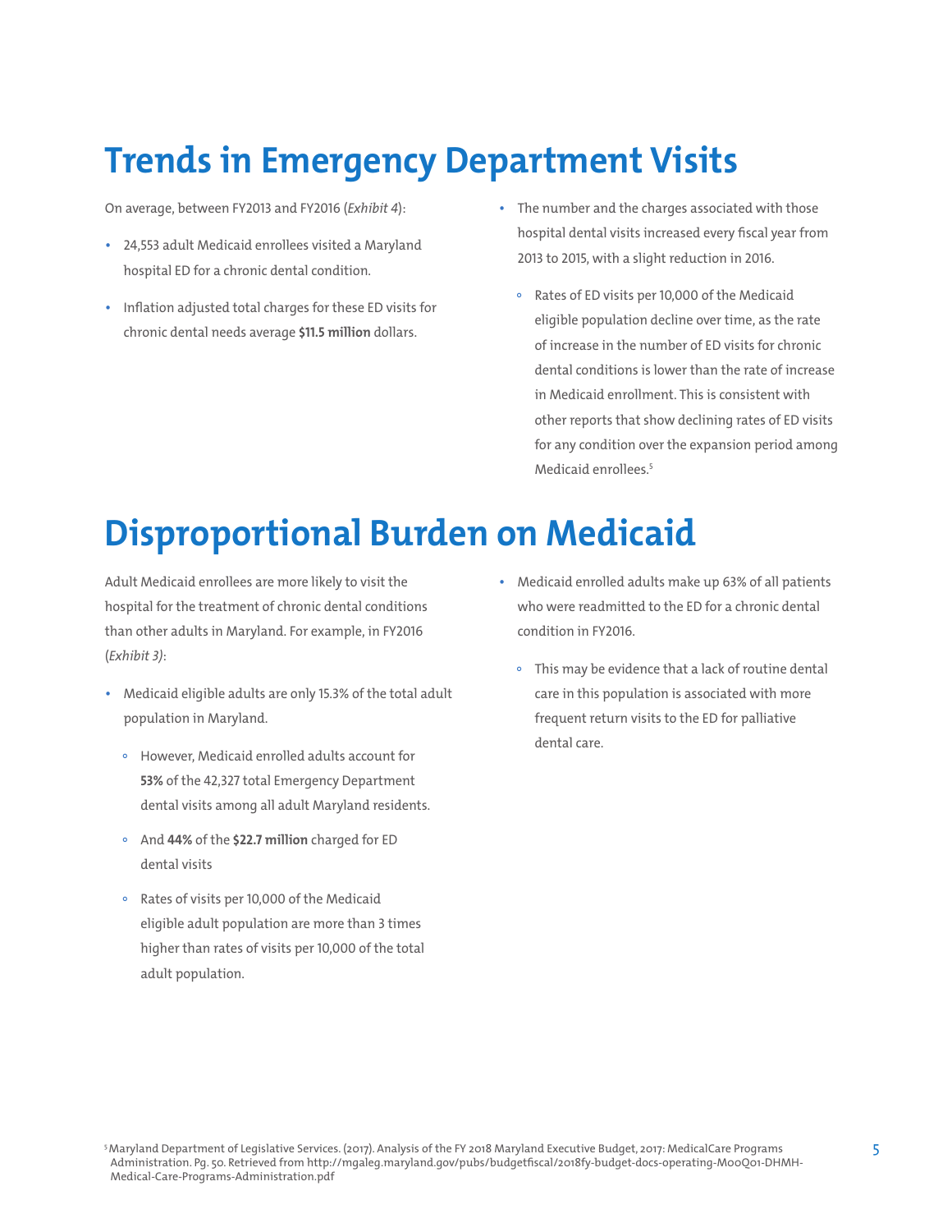# Trends in Emergency Department Visits

On average, between FY2013 and FY2016 (*Exhibit 4*):

- 24,553 adult Medicaid enrollees visited a Maryland hospital ED for a chronic dental condition.
- Inflation adjusted total charges for these ED visits for chronic dental needs average **$11.5 million** dollars.
- The number and the charges associated with those hospital dental visits increased every fiscal year from 2013 to 2015, with a slight reduction in 2016.
    - Rates of ED visits per 10,000 of the Medicaid eligible population decline over time, as the rate of increase in the number of ED visits for chronic dental conditions is lower than the rate of increase in Medicaid enrollment. This is consistent with other reports that show declining rates of ED visits for any condition over the expansion period among Medicaid enrollees.[5]

# Disproportional Burden on Medicaid

Adult Medicaid enrollees are more likely to visit the hospital for the treatment of chronic dental conditions than other adults in Maryland. For example, in FY2016 (*Exhibit 3)*:

- Medicaid eligible adults are only 15.3% of the total adult population in Maryland.
    - However, Medicaid enrolled adults account for **53%** of the 42,327 total Emergency Department dental visits among all adult Maryland residents.
    - And **44%** of the **$22.7 million** charged for ED dental visits
    - Rates of visits per 10,000 of the Medicaid eligible adult population are more than 3 times higher than rates of visits per 10,000 of the total adult population.
- Medicaid enrolled adults make up 63% of all patients who were readmitted to the ED for a chronic dental condition in FY2016.
    - This may be evidence that a lack of routine dental care in this population is associated with more frequent return visits to the ED for palliative dental care.

[5] Maryland Department of Legislative Services. (2017). Analysis of the FY 2018 Maryland Executive Budget, 2017: MedicalCare Programs Administration. Pg. 50. Retrieved from http://mgaleg.maryland.gov/pubs/budgetfiscal/2018fy-budget-docs-operating-M00Q01-DHMH-Medical-Care-Programs-Administration.pdf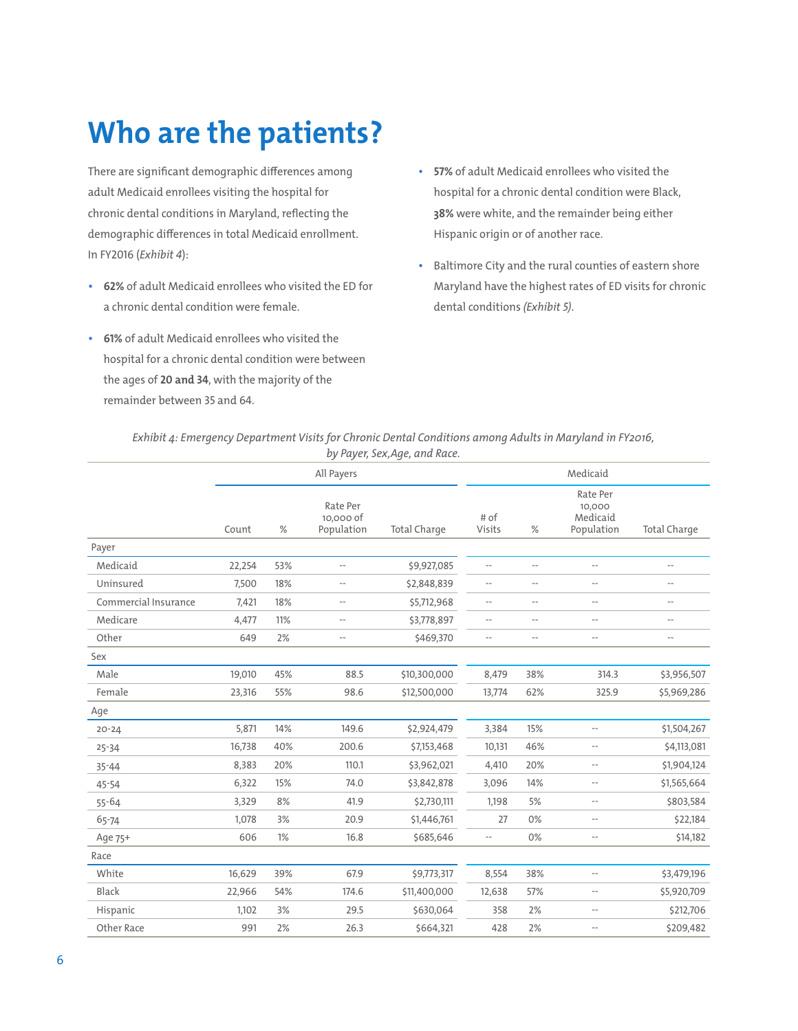# Who are the patients?

There are significant demographic differences among adult Medicaid enrollees visiting the hospital for chronic dental conditions in Maryland, reflecting the demographic differences in total Medicaid enrollment. In FY2016 (*Exhibit 4*):

- **62%** of adult Medicaid enrollees who visited the ED for a chronic dental condition were female.
- **61%** of adult Medicaid enrollees who visited the hospital for a chronic dental condition were between the ages of **20 and 34**, with the majority of the remainder between 35 and 64.
- **57%** of adult Medicaid enrollees who visited the hospital for a chronic dental condition were Black, **38%** were white, and the remainder being either Hispanic origin or of another race.
- Baltimore City and the rural counties of eastern shore Maryland have the highest rates of ED visits for chronic dental conditions *(Exhibit 5)*.

*Exhibit 4: Emergency Department Visits for Chronic Dental Conditions among Adults in Maryland in FY2016, by Payer, Sex, Age, and Race.*

| | All Payers | | | | Medicaid | | | |
|---|---|---|---|---|---|---|---|---|
| | Count | % | Rate Per 10,000 of Population | Total Charge | # of Visits | % | Rate Per 10,000 Medicaid Population | Total Charge |
| **Payer** | | | | | | | | |
| Medicaid | 22,254 | 53% | -- | $9,927,085 | -- | -- | -- | -- |
| Uninsured | 7,500 | 18% | -- | $2,848,839 | -- | -- | -- | -- |
| Commercial Insurance | 7,421 | 18% | -- | $5,712,968 | -- | -- | -- | -- |
| Medicare | 4,477 | 11% | -- | $3,778,897 | -- | -- | -- | -- |
| Other | 649 | 2% | -- | $469,370 | -- | -- | -- | -- |
| **Sex** | | | | | | | | |
| Male | 19,010 | 45% | 88.5 | $10,300,000 | 8,479 | 38% | 314.3 | $3,956,507 |
| Female | 23,316 | 55% | 98.6 | $12,500,000 | 13,774 | 62% | 325.9 | $5,969,286 |
| **Age** | | | | | | | | |
| 20-24 | 5,871 | 14% | 149.6 | $2,924,479 | 3,384 | 15% | -- | $1,504,267 |
| 25-34 | 16,738 | 40% | 200.6 | $7,153,468 | 10,131 | 46% | -- | $4,113,081 |
| 35-44 | 8,383 | 20% | 110.1 | $3,962,021 | 4,410 | 20% | -- | $1,904,124 |
| 45-54 | 6,322 | 15% | 74.0 | $3,842,878 | 3,096 | 14% | -- | $1,565,664 |
| 55-64 | 3,329 | 8% | 41.9 | $2,730,111 | 1,198 | 5% | -- | $803,584 |
| 65-74 | 1,078 | 3% | 20.9 | $1,446,761 | 27 | 0% | -- | $22,184 |
| Age 75+ | 606 | 1% | 16.8 | $685,646 | -- | 0% | -- | $14,182 |
| **Race** | | | | | | | | |
| White | 16,629 | 39% | 67.9 | $9,773,317 | 8,554 | 38% | -- | $3,479,196 |
| Black | 22,966 | 54% | 174.6 | $11,400,000 | 12,638 | 57% | -- | $5,920,709 |
| Hispanic | 1,102 | 3% | 29.5 | $630,064 | 358 | 2% | -- | $212,706 |
| Other Race | 991 | 2% | 26.3 | $664,321 | 428 | 2% | -- | $209,482 |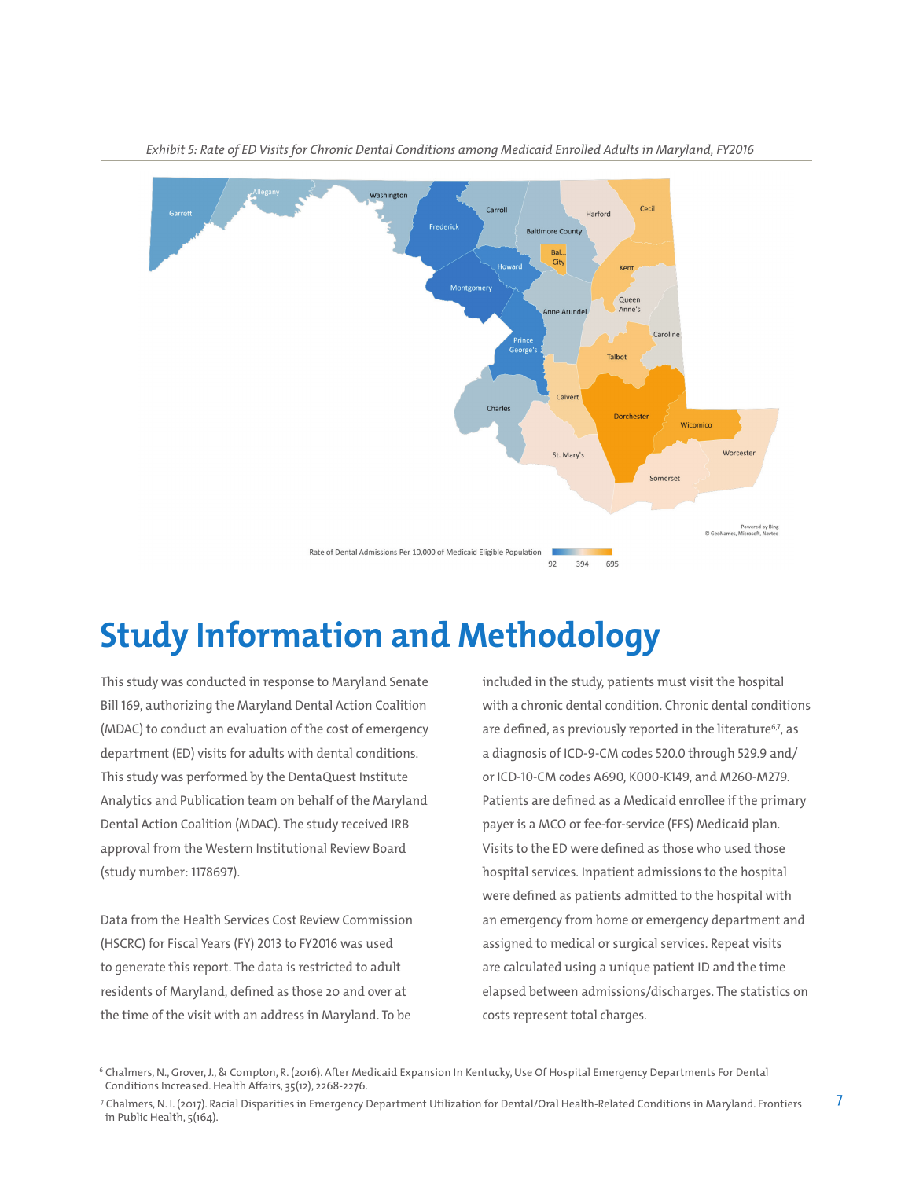*Exhibit 5: Rate of ED Visits for Chronic Dental Conditions among Medicaid Enrolled Adults in Maryland, FY2016*

Rate of Dental Admissions Per 10,000 of Medicaid Eligible Population

92 394 695

# Study Information and Methodology

This study was conducted in response to Maryland Senate Bill 169, authorizing the Maryland Dental Action Coalition (MDAC) to conduct an evaluation of the cost of emergency department (ED) visits for adults with dental conditions. This study was performed by the DentaQuest Institute Analytics and Publication team on behalf of the Maryland Dental Action Coalition (MDAC). The study received IRB approval from the Western Institutional Review Board (study number: 1178697).

Data from the Health Services Cost Review Commission (HSCRC) for Fiscal Years (FY) 2013 to FY2016 was used to generate this report. The data is restricted to adult residents of Maryland, defined as those 20 and over at the time of the visit with an address in Maryland. To be included in the study, patients must visit the hospital with a chronic dental condition. Chronic dental conditions are defined, as previously reported in the literature[6,7], as a diagnosis of ICD-9-CM codes 520.0 through 529.9 and/or ICD-10-CM codes A690, K000-K149, and M260-M279. Patients are defined as a Medicaid enrollee if the primary payer is a MCO or fee-for-service (FFS) Medicaid plan. Visits to the ED were defined as those who used those hospital services. Inpatient admissions to the hospital were defined as patients admitted to the hospital with an emergency from home or emergency department and assigned to medical or surgical services. Repeat visits are calculated using a unique patient ID and the time elapsed between admissions/discharges. The statistics on costs represent total charges.

[6] Chalmers, N., Grover, J., & Compton, R. (2016). After Medicaid Expansion In Kentucky, Use Of Hospital Emergency Departments For Dental Conditions Increased. Health Affairs, 35(12), 2268-2276.

[7] Chalmers, N. I. (2017). Racial Disparities in Emergency Department Utilization for Dental/Oral Health-Related Conditions in Maryland. Frontiers in Public Health, 5(164).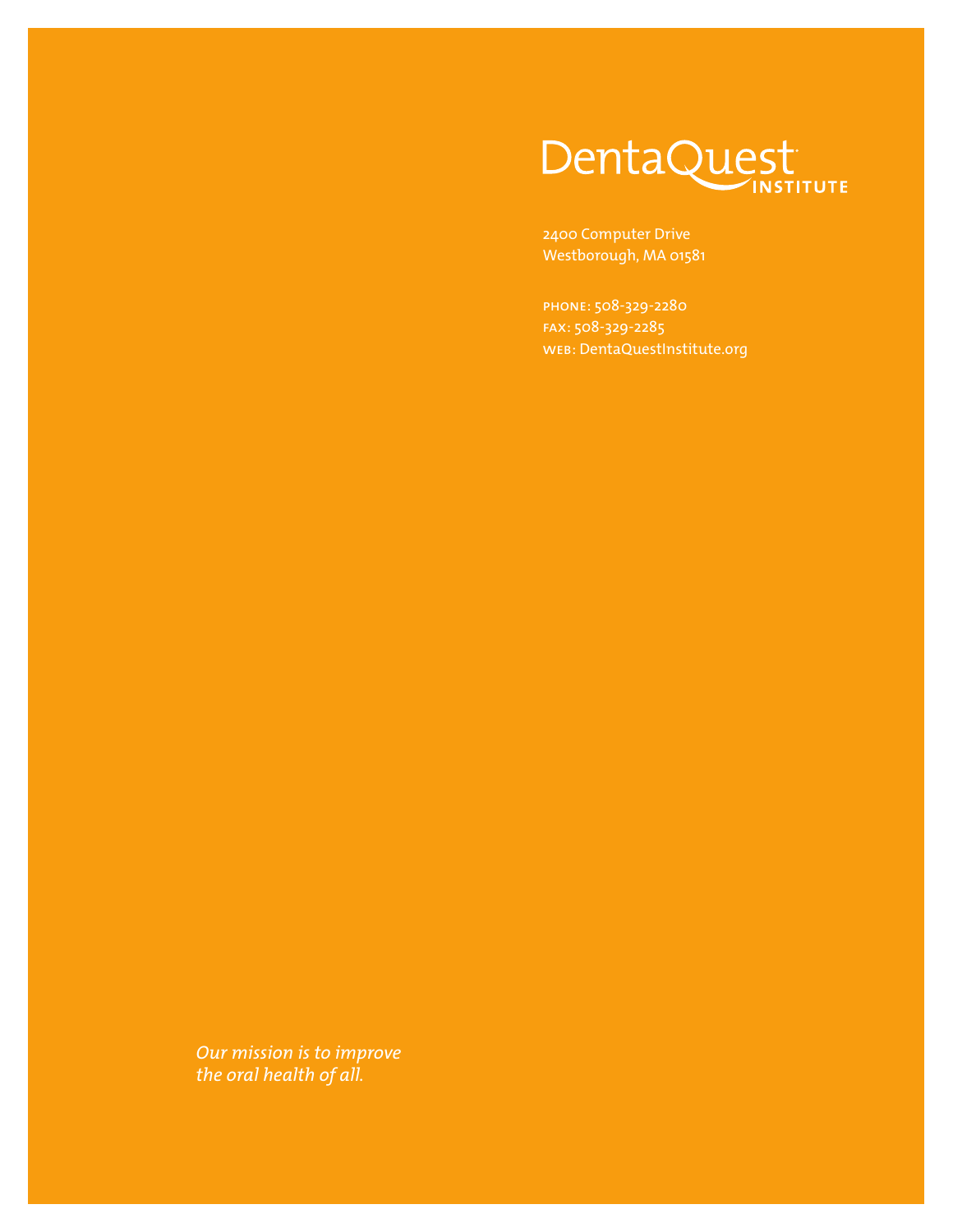DentaQuest INSTITUTE

2400 Computer Drive
Westborough, MA 01581

PHONE: 508-329-2280
FAX: 508-329-2285
WEB: DentaQuestInstitute.org

*Our mission is to improve the oral health of all.*